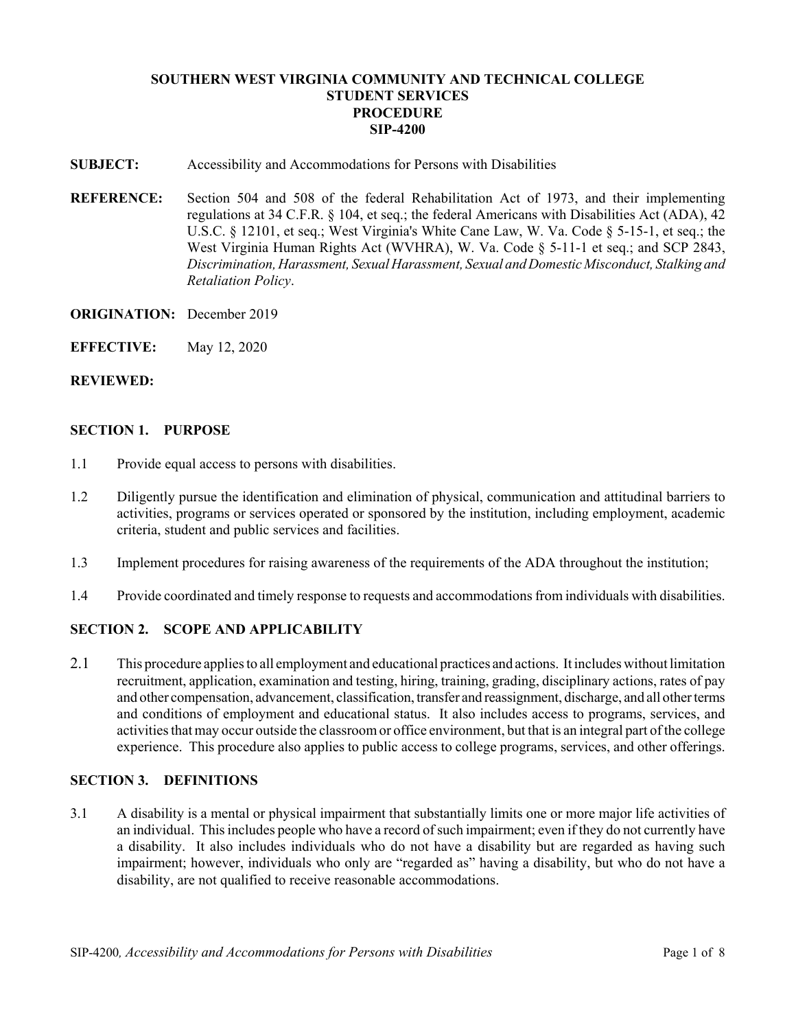**SOUTHERN WEST VIRGINIA COMMUNITY AND TECHNICAL COLLEGE**
**STUDENT SERVICES**
**PROCEDURE**
**SIP-4200**

**SUBJECT:** Accessibility and Accommodations for Persons with Disabilities

**REFERENCE:** Section 504 and 508 of the federal Rehabilitation Act of 1973, and their implementing regulations at 34 C.F.R. § 104, et seq.; the federal Americans with Disabilities Act (ADA), 42 U.S.C. § 12101, et seq.; West Virginia's White Cane Law, W. Va. Code § 5-15-1, et seq.; the West Virginia Human Rights Act (WVHRA), W. Va. Code § 5-11-1 et seq.; and SCP 2843, *Discrimination, Harassment, Sexual Harassment, Sexual and Domestic Misconduct, Stalking and Retaliation Policy*.

**ORIGINATION:** December 2019

**EFFECTIVE:** May 12, 2020

**REVIEWED:**

## SECTION 1. PURPOSE

1.1 Provide equal access to persons with disabilities.

1.2 Diligently pursue the identification and elimination of physical, communication and attitudinal barriers to activities, programs or services operated or sponsored by the institution, including employment, academic criteria, student and public services and facilities.

1.3 Implement procedures for raising awareness of the requirements of the ADA throughout the institution;

1.4 Provide coordinated and timely response to requests and accommodations from individuals with disabilities.

## SECTION 2. SCOPE AND APPLICABILITY

2.1 This procedure applies to all employment and educational practices and actions. It includes without limitation recruitment, application, examination and testing, hiring, training, grading, disciplinary actions, rates of pay and other compensation, advancement, classification, transfer and reassignment, discharge, and all other terms and conditions of employment and educational status. It also includes access to programs, services, and activities that may occur outside the classroom or office environment, but that is an integral part of the college experience. This procedure also applies to public access to college programs, services, and other offerings.

## SECTION 3. DEFINITIONS

3.1 A disability is a mental or physical impairment that substantially limits one or more major life activities of an individual. This includes people who have a record of such impairment; even if they do not currently have a disability. It also includes individuals who do not have a disability but are regarded as having such impairment; however, individuals who only are "regarded as" having a disability, but who do not have a disability, are not qualified to receive reasonable accommodations.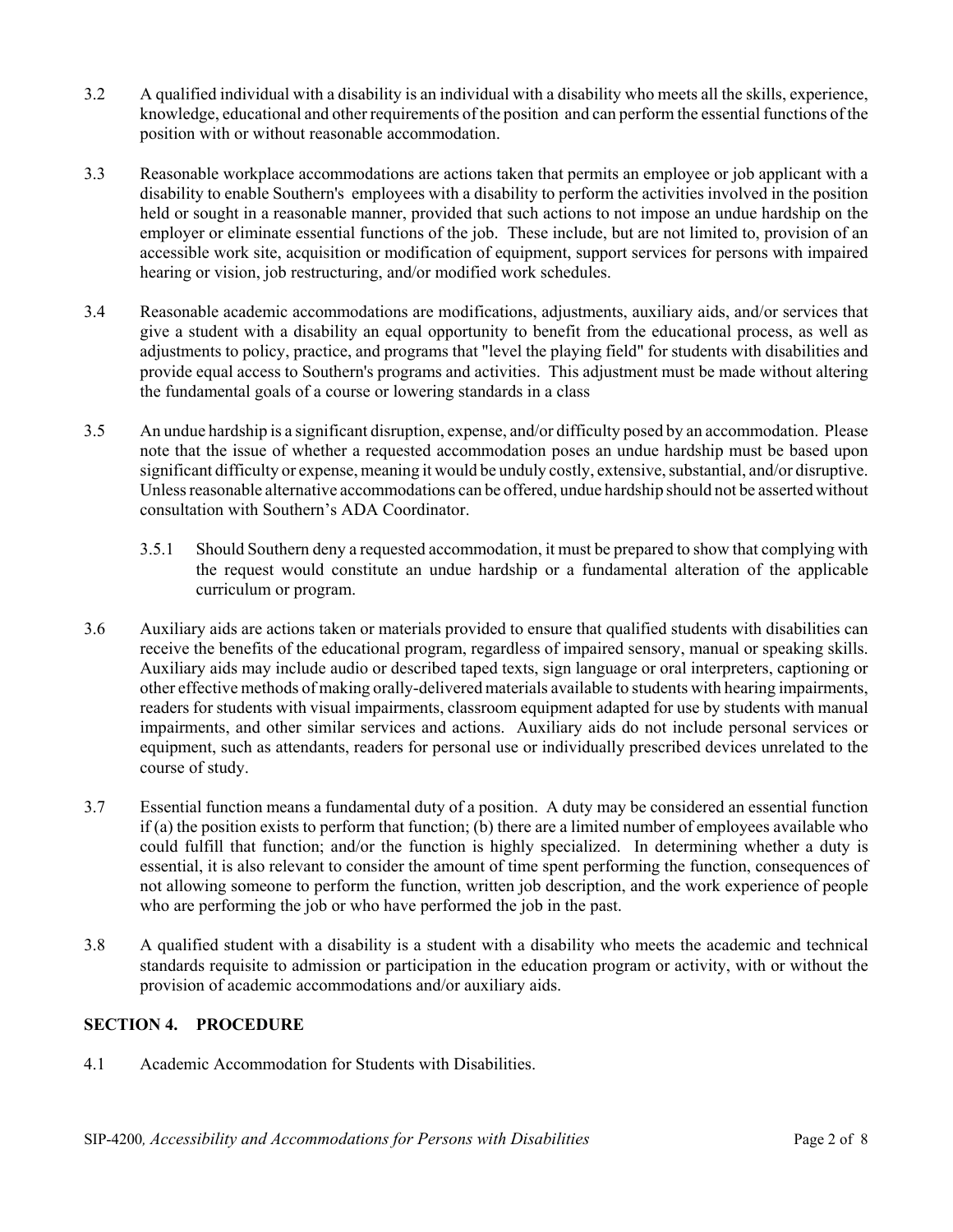3.2 A qualified individual with a disability is an individual with a disability who meets all the skills, experience, knowledge, educational and other requirements of the position and can perform the essential functions of the position with or without reasonable accommodation.

3.3 Reasonable workplace accommodations are actions taken that permits an employee or job applicant with a disability to enable Southern's employees with a disability to perform the activities involved in the position held or sought in a reasonable manner, provided that such actions to not impose an undue hardship on the employer or eliminate essential functions of the job. These include, but are not limited to, provision of an accessible work site, acquisition or modification of equipment, support services for persons with impaired hearing or vision, job restructuring, and/or modified work schedules.

3.4 Reasonable academic accommodations are modifications, adjustments, auxiliary aids, and/or services that give a student with a disability an equal opportunity to benefit from the educational process, as well as adjustments to policy, practice, and programs that "level the playing field" for students with disabilities and provide equal access to Southern's programs and activities. This adjustment must be made without altering the fundamental goals of a course or lowering standards in a class

3.5 An undue hardship is a significant disruption, expense, and/or difficulty posed by an accommodation. Please note that the issue of whether a requested accommodation poses an undue hardship must be based upon significant difficulty or expense, meaning it would be unduly costly, extensive, substantial, and/or disruptive. Unless reasonable alternative accommodations can be offered, undue hardship should not be asserted without consultation with Southern's ADA Coordinator.

3.5.1 Should Southern deny a requested accommodation, it must be prepared to show that complying with the request would constitute an undue hardship or a fundamental alteration of the applicable curriculum or program.

3.6 Auxiliary aids are actions taken or materials provided to ensure that qualified students with disabilities can receive the benefits of the educational program, regardless of impaired sensory, manual or speaking skills. Auxiliary aids may include audio or described taped texts, sign language or oral interpreters, captioning or other effective methods of making orally-delivered materials available to students with hearing impairments, readers for students with visual impairments, classroom equipment adapted for use by students with manual impairments, and other similar services and actions. Auxiliary aids do not include personal services or equipment, such as attendants, readers for personal use or individually prescribed devices unrelated to the course of study.

3.7 Essential function means a fundamental duty of a position. A duty may be considered an essential function if (a) the position exists to perform that function; (b) there are a limited number of employees available who could fulfill that function; and/or the function is highly specialized. In determining whether a duty is essential, it is also relevant to consider the amount of time spent performing the function, consequences of not allowing someone to perform the function, written job description, and the work experience of people who are performing the job or who have performed the job in the past.

3.8 A qualified student with a disability is a student with a disability who meets the academic and technical standards requisite to admission or participation in the education program or activity, with or without the provision of academic accommodations and/or auxiliary aids.

## SECTION 4. PROCEDURE

4.1 Academic Accommodation for Students with Disabilities.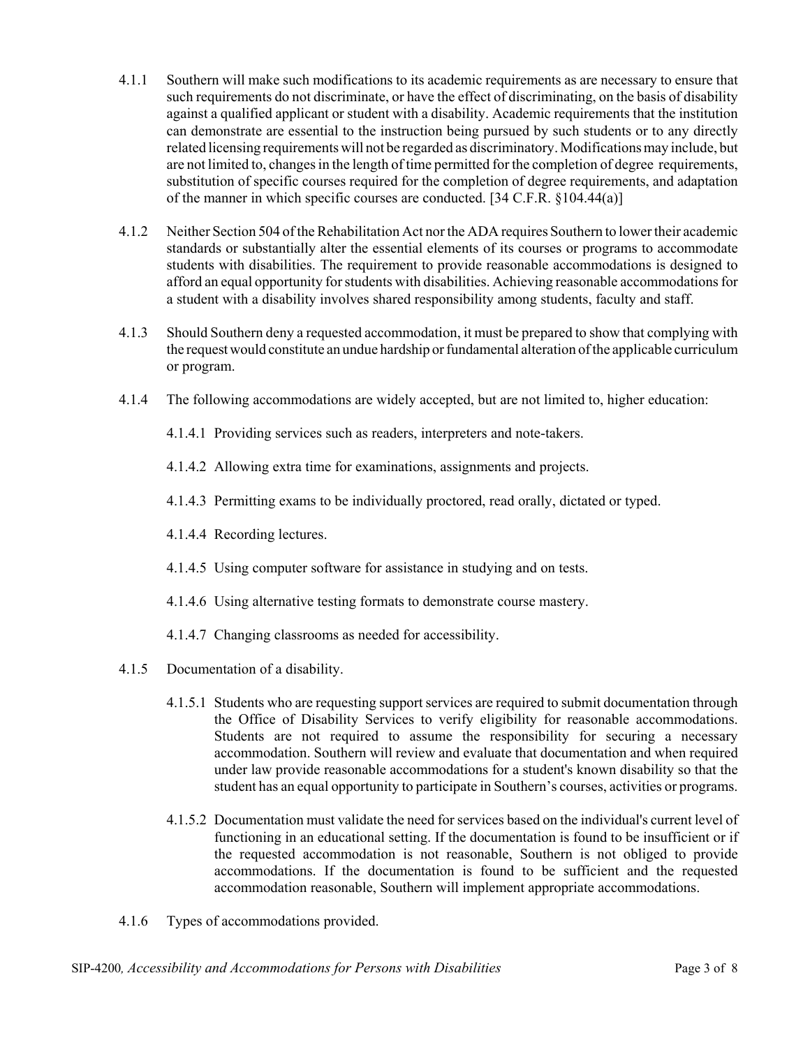4.1.1 Southern will make such modifications to its academic requirements as are necessary to ensure that such requirements do not discriminate, or have the effect of discriminating, on the basis of disability against a qualified applicant or student with a disability. Academic requirements that the institution can demonstrate are essential to the instruction being pursued by such students or to any directly related licensing requirements will not be regarded as discriminatory. Modifications may include, but are not limited to, changes in the length of time permitted for the completion of degree requirements, substitution of specific courses required for the completion of degree requirements, and adaptation of the manner in which specific courses are conducted. [34 C.F.R. §104.44(a)]

4.1.2 Neither Section 504 of the Rehabilitation Act nor the ADA requires Southern to lower their academic standards or substantially alter the essential elements of its courses or programs to accommodate students with disabilities. The requirement to provide reasonable accommodations is designed to afford an equal opportunity for students with disabilities. Achieving reasonable accommodations for a student with a disability involves shared responsibility among students, faculty and staff.

4.1.3 Should Southern deny a requested accommodation, it must be prepared to show that complying with the request would constitute an undue hardship or fundamental alteration of the applicable curriculum or program.

4.1.4 The following accommodations are widely accepted, but are not limited to, higher education:

- 4.1.4.1 Providing services such as readers, interpreters and note-takers.
- 4.1.4.2 Allowing extra time for examinations, assignments and projects.
- 4.1.4.3 Permitting exams to be individually proctored, read orally, dictated or typed.
- 4.1.4.4 Recording lectures.
- 4.1.4.5 Using computer software for assistance in studying and on tests.
- 4.1.4.6 Using alternative testing formats to demonstrate course mastery.
- 4.1.4.7 Changing classrooms as needed for accessibility.

4.1.5 Documentation of a disability.

- 4.1.5.1 Students who are requesting support services are required to submit documentation through the Office of Disability Services to verify eligibility for reasonable accommodations. Students are not required to assume the responsibility for securing a necessary accommodation. Southern will review and evaluate that documentation and when required under law provide reasonable accommodations for a student's known disability so that the student has an equal opportunity to participate in Southern's courses, activities or programs.
- 4.1.5.2 Documentation must validate the need for services based on the individual's current level of functioning in an educational setting. If the documentation is found to be insufficient or if the requested accommodation is not reasonable, Southern is not obliged to provide accommodations. If the documentation is found to be sufficient and the requested accommodation reasonable, Southern will implement appropriate accommodations.

4.1.6 Types of accommodations provided.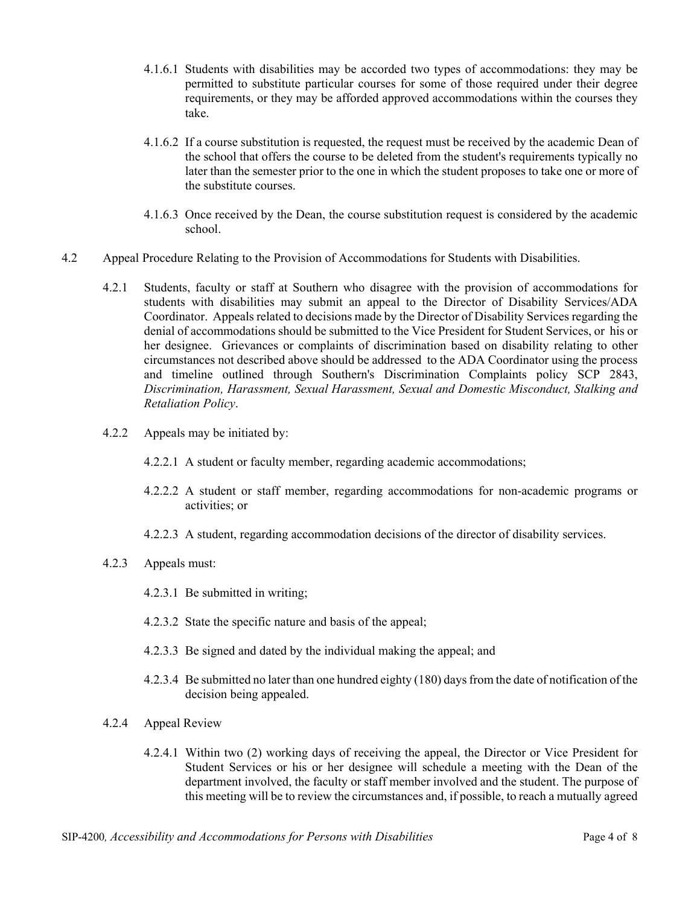4.1.6.1 Students with disabilities may be accorded two types of accommodations: they may be permitted to substitute particular courses for some of those required under their degree requirements, or they may be afforded approved accommodations within the courses they take.

4.1.6.2 If a course substitution is requested, the request must be received by the academic Dean of the school that offers the course to be deleted from the student's requirements typically no later than the semester prior to the one in which the student proposes to take one or more of the substitute courses.

4.1.6.3 Once received by the Dean, the course substitution request is considered by the academic school.

4.2 Appeal Procedure Relating to the Provision of Accommodations for Students with Disabilities.

4.2.1 Students, faculty or staff at Southern who disagree with the provision of accommodations for students with disabilities may submit an appeal to the Director of Disability Services/ADA Coordinator. Appeals related to decisions made by the Director of Disability Services regarding the denial of accommodations should be submitted to the Vice President for Student Services, or his or her designee. Grievances or complaints of discrimination based on disability relating to other circumstances not described above should be addressed to the ADA Coordinator using the process and timeline outlined through Southern's Discrimination Complaints policy SCP 2843, *Discrimination, Harassment, Sexual Harassment, Sexual and Domestic Misconduct, Stalking and Retaliation Policy*.

4.2.2 Appeals may be initiated by:

4.2.2.1 A student or faculty member, regarding academic accommodations;

4.2.2.2 A student or staff member, regarding accommodations for non-academic programs or activities; or

4.2.2.3 A student, regarding accommodation decisions of the director of disability services.

4.2.3 Appeals must:

4.2.3.1 Be submitted in writing;

4.2.3.2 State the specific nature and basis of the appeal;

4.2.3.3 Be signed and dated by the individual making the appeal; and

4.2.3.4 Be submitted no later than one hundred eighty (180) days from the date of notification of the decision being appealed.

4.2.4 Appeal Review

4.2.4.1 Within two (2) working days of receiving the appeal, the Director or Vice President for Student Services or his or her designee will schedule a meeting with the Dean of the department involved, the faculty or staff member involved and the student. The purpose of this meeting will be to review the circumstances and, if possible, to reach a mutually agreed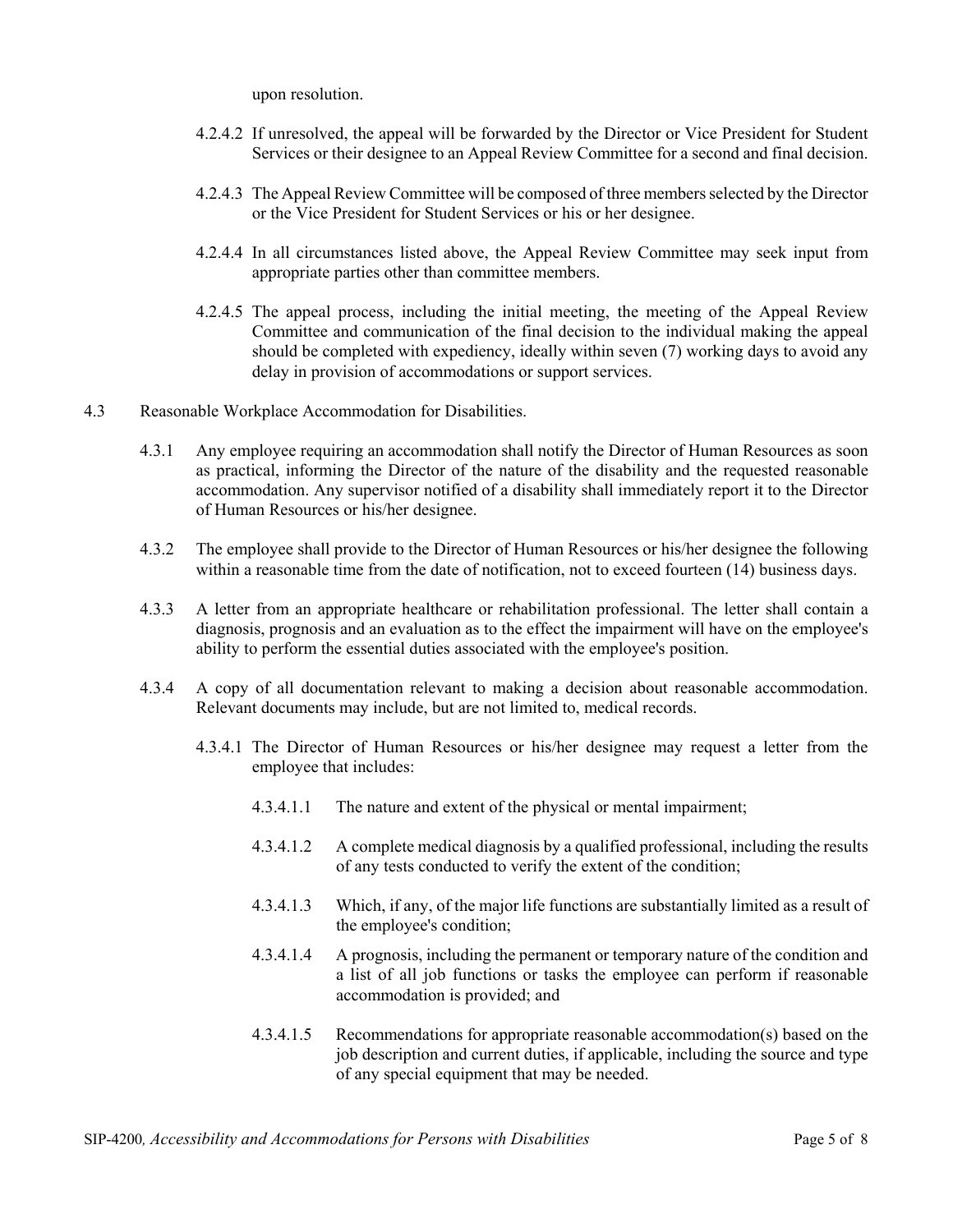upon resolution.

4.2.4.2 If unresolved, the appeal will be forwarded by the Director or Vice President for Student Services or their designee to an Appeal Review Committee for a second and final decision.

4.2.4.3 The Appeal Review Committee will be composed of three members selected by the Director or the Vice President for Student Services or his or her designee.

4.2.4.4 In all circumstances listed above, the Appeal Review Committee may seek input from appropriate parties other than committee members.

4.2.4.5 The appeal process, including the initial meeting, the meeting of the Appeal Review Committee and communication of the final decision to the individual making the appeal should be completed with expediency, ideally within seven (7) working days to avoid any delay in provision of accommodations or support services.

4.3 Reasonable Workplace Accommodation for Disabilities.

4.3.1 Any employee requiring an accommodation shall notify the Director of Human Resources as soon as practical, informing the Director of the nature of the disability and the requested reasonable accommodation. Any supervisor notified of a disability shall immediately report it to the Director of Human Resources or his/her designee.

4.3.2 The employee shall provide to the Director of Human Resources or his/her designee the following within a reasonable time from the date of notification, not to exceed fourteen (14) business days.

4.3.3 A letter from an appropriate healthcare or rehabilitation professional. The letter shall contain a diagnosis, prognosis and an evaluation as to the effect the impairment will have on the employee's ability to perform the essential duties associated with the employee's position.

4.3.4 A copy of all documentation relevant to making a decision about reasonable accommodation. Relevant documents may include, but are not limited to, medical records.

4.3.4.1 The Director of Human Resources or his/her designee may request a letter from the employee that includes:

4.3.4.1.1 The nature and extent of the physical or mental impairment;

4.3.4.1.2 A complete medical diagnosis by a qualified professional, including the results of any tests conducted to verify the extent of the condition;

4.3.4.1.3 Which, if any, of the major life functions are substantially limited as a result of the employee's condition;

4.3.4.1.4 A prognosis, including the permanent or temporary nature of the condition and a list of all job functions or tasks the employee can perform if reasonable accommodation is provided; and

4.3.4.1.5 Recommendations for appropriate reasonable accommodation(s) based on the job description and current duties, if applicable, including the source and type of any special equipment that may be needed.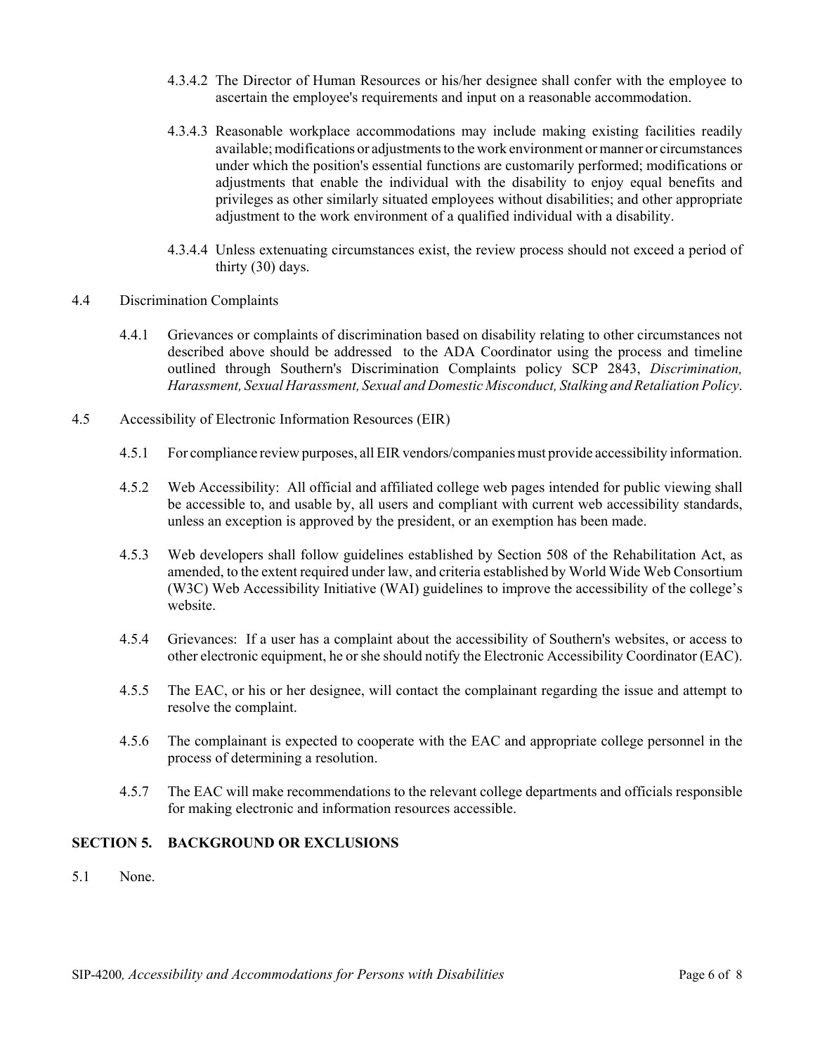4.3.4.2 The Director of Human Resources or his/her designee shall confer with the employee to ascertain the employee's requirements and input on a reasonable accommodation.

4.3.4.3 Reasonable workplace accommodations may include making existing facilities readily available; modifications or adjustments to the work environment or manner or circumstances under which the position's essential functions are customarily performed; modifications or adjustments that enable the individual with the disability to enjoy equal benefits and privileges as other similarly situated employees without disabilities; and other appropriate adjustment to the work environment of a qualified individual with a disability.

4.3.4.4 Unless extenuating circumstances exist, the review process should not exceed a period of thirty (30) days.

4.4 Discrimination Complaints

4.4.1 Grievances or complaints of discrimination based on disability relating to other circumstances not described above should be addressed to the ADA Coordinator using the process and timeline outlined through Southern's Discrimination Complaints policy SCP 2843, *Discrimination, Harassment, Sexual Harassment, Sexual and Domestic Misconduct, Stalking and Retaliation Policy*.

4.5 Accessibility of Electronic Information Resources (EIR)

4.5.1 For compliance review purposes, all EIR vendors/companies must provide accessibility information.

4.5.2 Web Accessibility: All official and affiliated college web pages intended for public viewing shall be accessible to, and usable by, all users and compliant with current web accessibility standards, unless an exception is approved by the president, or an exemption has been made.

4.5.3 Web developers shall follow guidelines established by Section 508 of the Rehabilitation Act, as amended, to the extent required under law, and criteria established by World Wide Web Consortium (W3C) Web Accessibility Initiative (WAI) guidelines to improve the accessibility of the college's website.

4.5.4 Grievances: If a user has a complaint about the accessibility of Southern's websites, or access to other electronic equipment, he or she should notify the Electronic Accessibility Coordinator (EAC).

4.5.5 The EAC, or his or her designee, will contact the complainant regarding the issue and attempt to resolve the complaint.

4.5.6 The complainant is expected to cooperate with the EAC and appropriate college personnel in the process of determining a resolution.

4.5.7 The EAC will make recommendations to the relevant college departments and officials responsible for making electronic and information resources accessible.

## SECTION 5. BACKGROUND OR EXCLUSIONS

5.1 None.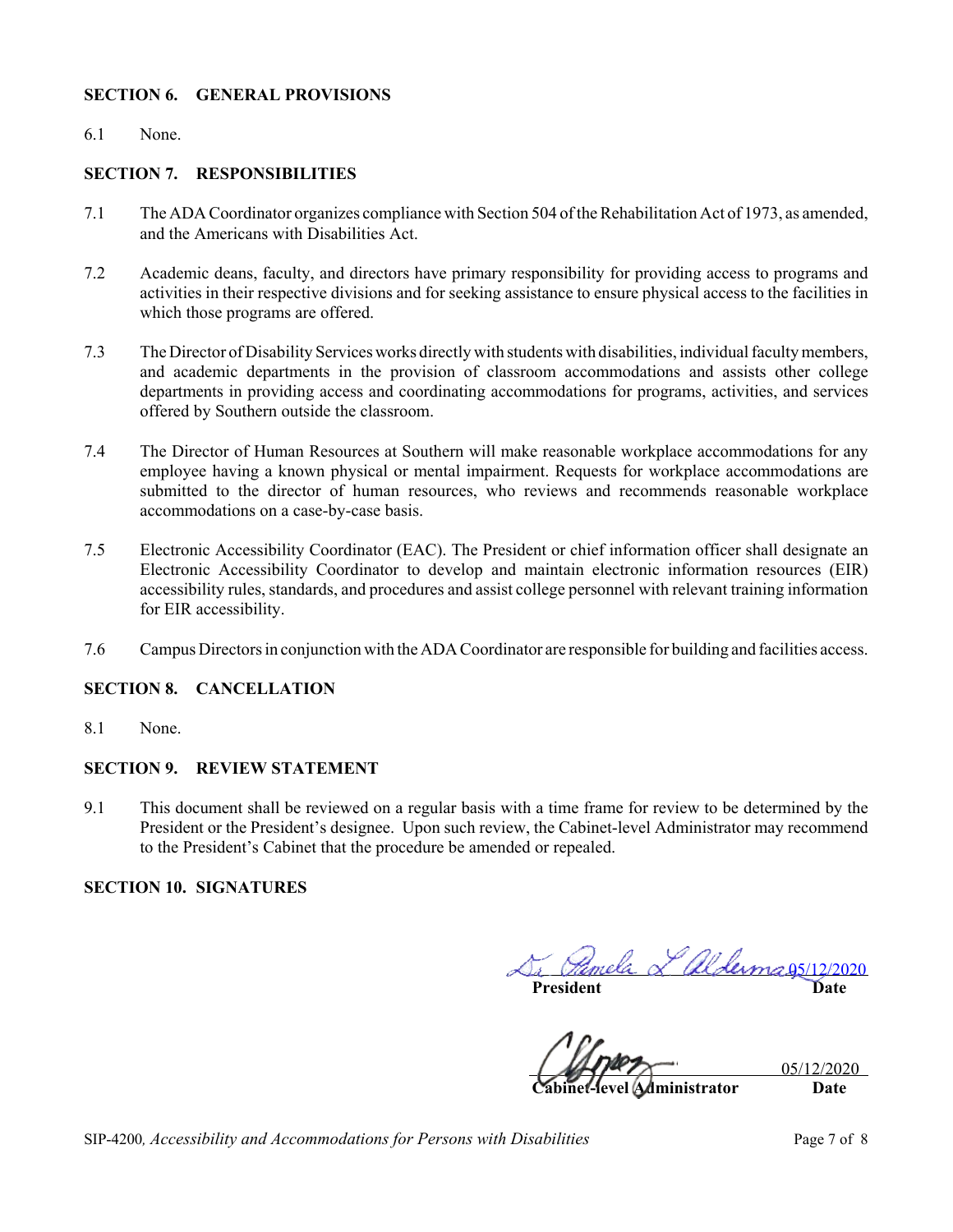## SECTION 6. GENERAL PROVISIONS

6.1 None.

## SECTION 7. RESPONSIBILITIES

7.1 The ADA Coordinator organizes compliance with Section 504 of the Rehabilitation Act of 1973, as amended, and the Americans with Disabilities Act.

7.2 Academic deans, faculty, and directors have primary responsibility for providing access to programs and activities in their respective divisions and for seeking assistance to ensure physical access to the facilities in which those programs are offered.

7.3 The Director of Disability Services works directly with students with disabilities, individual faculty members, and academic departments in the provision of classroom accommodations and assists other college departments in providing access and coordinating accommodations for programs, activities, and services offered by Southern outside the classroom.

7.4 The Director of Human Resources at Southern will make reasonable workplace accommodations for any employee having a known physical or mental impairment. Requests for workplace accommodations are submitted to the director of human resources, who reviews and recommends reasonable workplace accommodations on a case-by-case basis.

7.5 Electronic Accessibility Coordinator (EAC). The President or chief information officer shall designate an Electronic Accessibility Coordinator to develop and maintain electronic information resources (EIR) accessibility rules, standards, and procedures and assist college personnel with relevant training information for EIR accessibility.

7.6 Campus Directors in conjunction with the ADA Coordinator are responsible for building and facilities access.

## SECTION 8. CANCELLATION

8.1 None.

## SECTION 9. REVIEW STATEMENT

9.1 This document shall be reviewed on a regular basis with a time frame for review to be determined by the President or the President's designee. Upon such review, the Cabinet-level Administrator may recommend to the President's Cabinet that the procedure be amended or repealed.

## SECTION 10. SIGNATURES

Dr. Pamela L. Alderman 05/12/2020

**President** **Date**

05/12/2020

**Cabinet-level Administrator** **Date**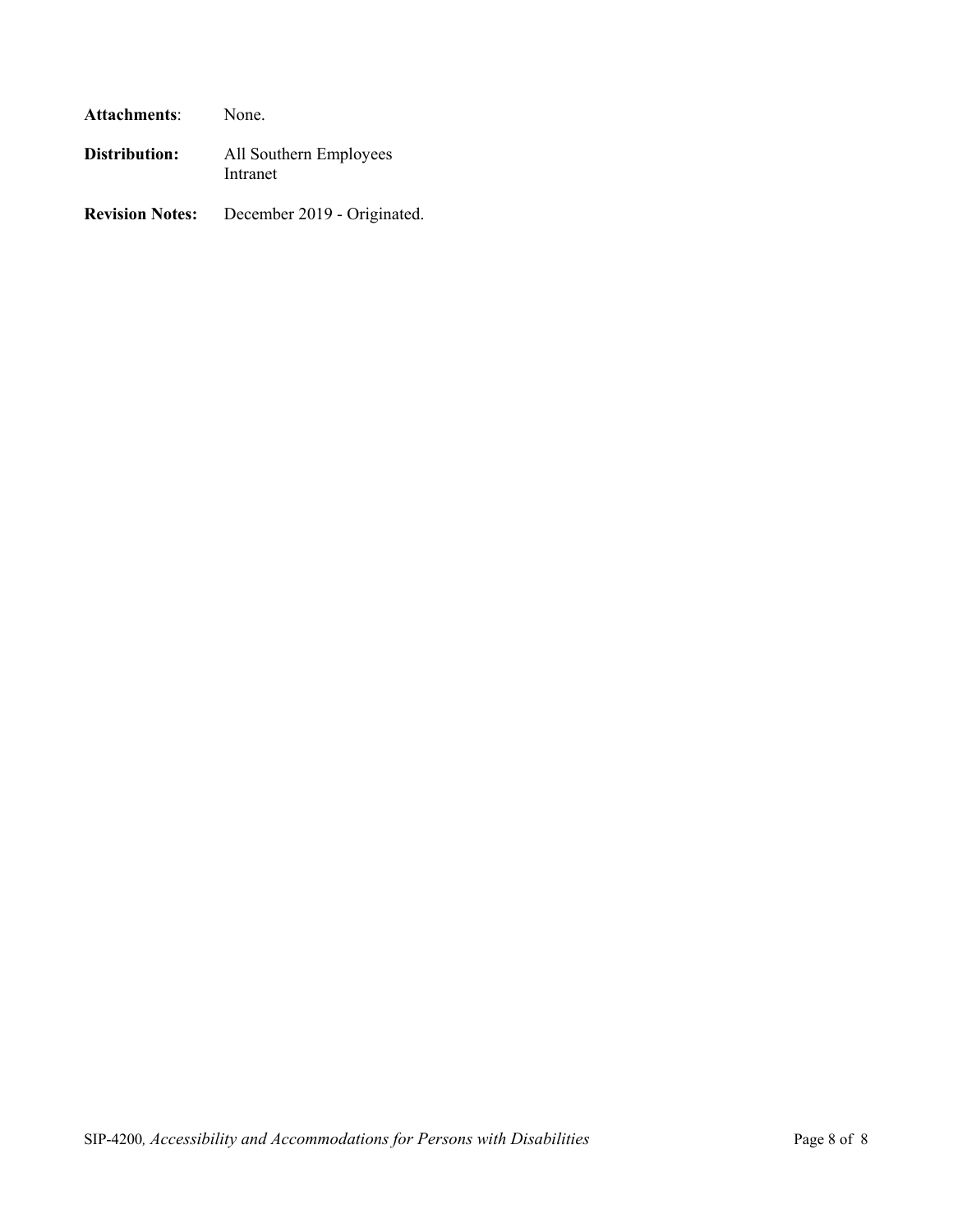**Attachments**: None.

**Distribution:** All Southern Employees
Intranet

**Revision Notes:** December 2019 - Originated.